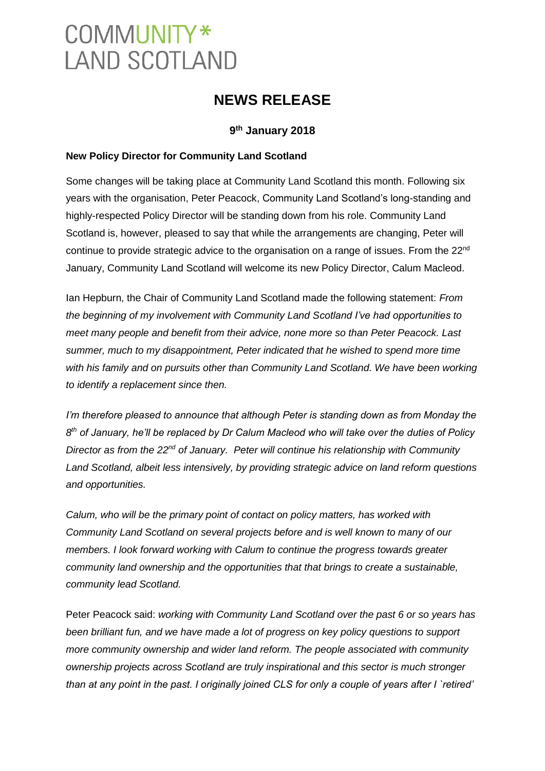# COMMUNITY* LAND SCOTLAND

## NEWS RELEASE

**9th January 2018**

**New Policy Director for Community Land Scotland**

Some changes will be taking place at Community Land Scotland this month. Following six years with the organisation, Peter Peacock, Community Land Scotland's long-standing and highly-respected Policy Director will be standing down from his role. Community Land Scotland is, however, pleased to say that while the arrangements are changing, Peter will continue to provide strategic advice to the organisation on a range of issues. From the 22nd January, Community Land Scotland will welcome its new Policy Director, Calum Macleod.

Ian Hepburn, the Chair of Community Land Scotland made the following statement: *From the beginning of my involvement with Community Land Scotland I've had opportunities to meet many people and benefit from their advice, none more so than Peter Peacock. Last summer, much to my disappointment, Peter indicated that he wished to spend more time with his family and on pursuits other than Community Land Scotland. We have been working to identify a replacement since then.*

*I'm therefore pleased to announce that although Peter is standing down as from Monday the 8th of January, he'll be replaced by Dr Calum Macleod who will take over the duties of Policy Director as from the 22nd of January. Peter will continue his relationship with Community Land Scotland, albeit less intensively, by providing strategic advice on land reform questions and opportunities.*

*Calum, who will be the primary point of contact on policy matters, has worked with Community Land Scotland on several projects before and is well known to many of our members. I look forward working with Calum to continue the progress towards greater community land ownership and the opportunities that that brings to create a sustainable, community lead Scotland.*

Peter Peacock said: *working with Community Land Scotland over the past 6 or so years has been brilliant fun, and we have made a lot of progress on key policy questions to support more community ownership and wider land reform. The people associated with community ownership projects across Scotland are truly inspirational and this sector is much stronger than at any point in the past. I originally joined CLS for only a couple of years after I `retired'*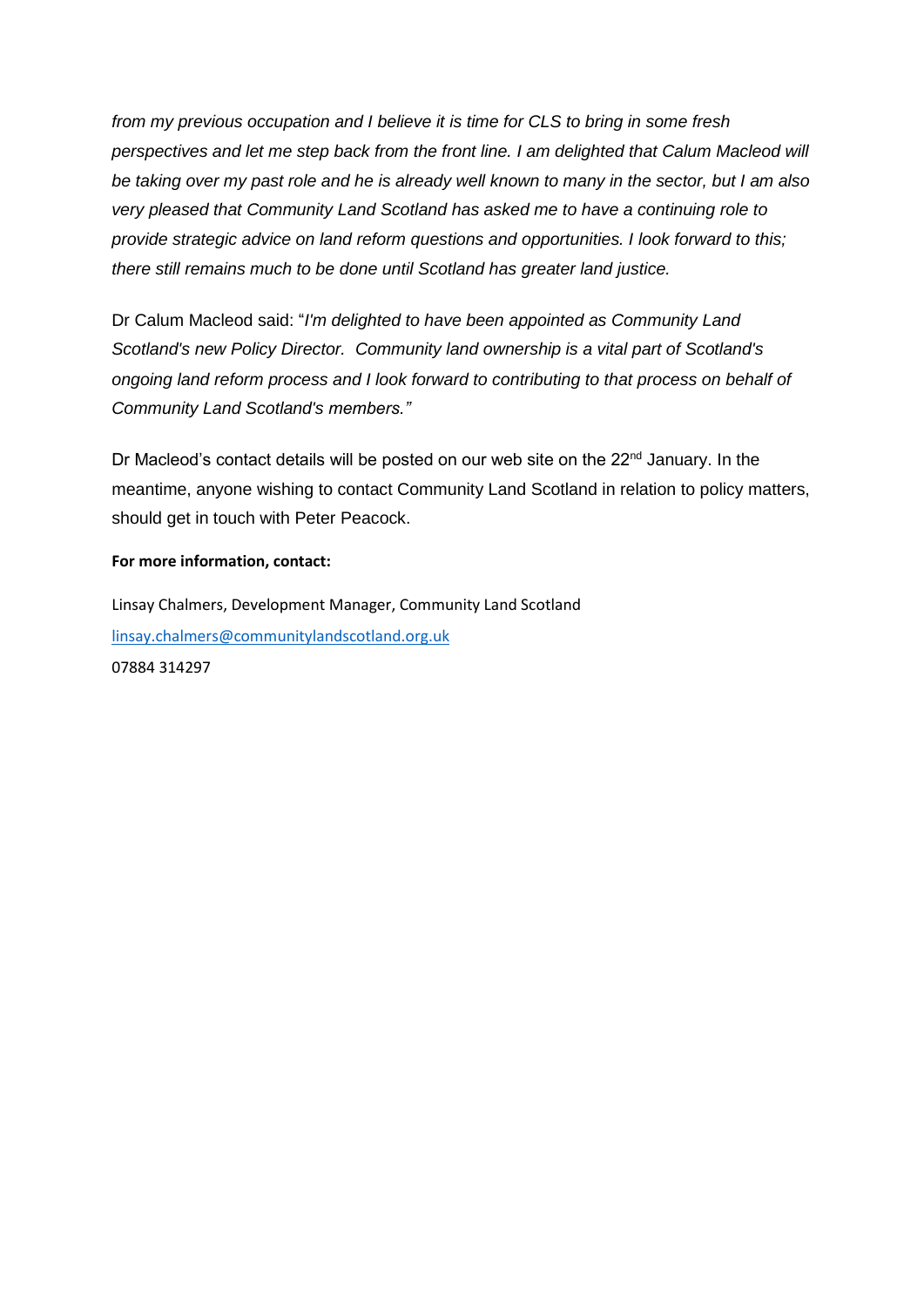*from my previous occupation and I believe it is time for CLS to bring in some fresh perspectives and let me step back from the front line. I am delighted that Calum Macleod will be taking over my past role and he is already well known to many in the sector, but I am also very pleased that Community Land Scotland has asked me to have a continuing role to provide strategic advice on land reform questions and opportunities. I look forward to this; there still remains much to be done until Scotland has greater land justice.*

Dr Calum Macleod said: "*I'm delighted to have been appointed as Community Land Scotland's new Policy Director. Community land ownership is a vital part of Scotland's ongoing land reform process and I look forward to contributing to that process on behalf of Community Land Scotland's members."*

Dr Macleod's contact details will be posted on our web site on the 22nd January. In the meantime, anyone wishing to contact Community Land Scotland in relation to policy matters, should get in touch with Peter Peacock.

**For more information, contact:**

Linsay Chalmers, Development Manager, Community Land Scotland

linsay.chalmers@communitylandscotland.org.uk

07884 314297